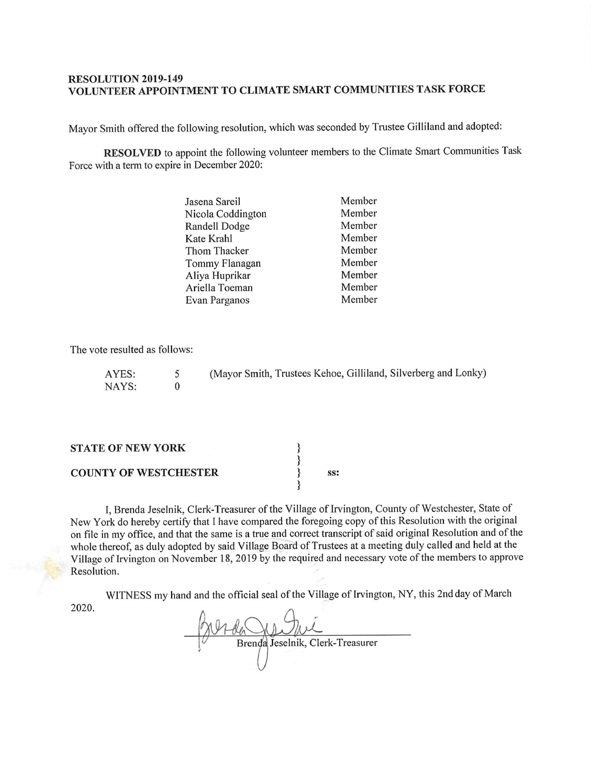**RESOLUTION 2019-149**
**VOLUNTEER APPOINTMENT TO CLIMATE SMART COMMUNITIES TASK FORCE**

Mayor Smith offered the following resolution, which was seconded by Trustee Gilliland and adopted:

**RESOLVED** to appoint the following volunteer members to the Climate Smart Communities Task Force with a term to expire in December 2020:

| | |
|---|---|
| Jasena Sareil | Member |
| Nicola Coddington | Member |
| Randell Dodge | Member |
| Kate Krahl | Member |
| Thom Thacker | Member |
| Tommy Flanagan | Member |
| Aliya Huprikar | Member |
| Ariella Toeman | Member |
| Evan Parganos | Member |

The vote resulted as follows:

| | | |
|---|---|---|
| AYES: | 5 | (Mayor Smith, Trustees Kehoe, Gilliland, Silverberg and Lonky) |
| NAYS: | 0 | |

**STATE OF NEW YORK** }
}
**COUNTY OF WESTCHESTER** } **ss:**
}

I, Brenda Jeselnik, Clerk-Treasurer of the Village of Irvington, County of Westchester, State of New York do hereby certify that I have compared the foregoing copy of this Resolution with the original on file in my office, and that the same is a true and correct transcript of said original Resolution and of the whole thereof, as duly adopted by said Village Board of Trustees at a meeting duly called and held at the Village of Irvington on November 18, 2019 by the required and necessary vote of the members to approve Resolution.

WITNESS my hand and the official seal of the Village of Irvington, NY, this 2nd day of March 2020.

Brenda Jeselnik, Clerk-Treasurer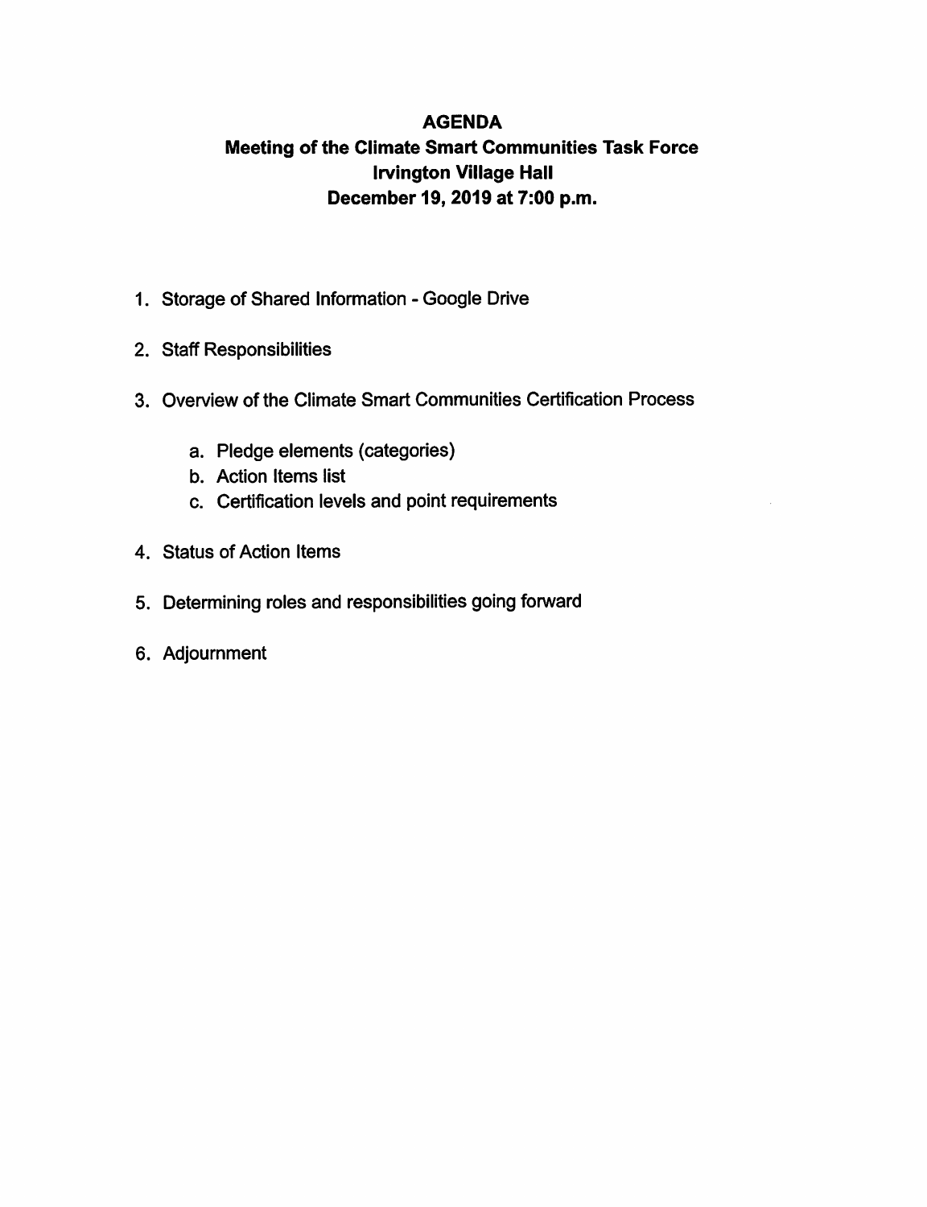# AGENDA

## Meeting of the Climate Smart Communities Task Force
## Irvington Village Hall
## December 19, 2019 at 7:00 p.m.

1. Storage of Shared Information - Google Drive
2. Staff Responsibilities
3. Overview of the Climate Smart Communities Certification Process
   a. Pledge elements (categories)
   b. Action Items list
   c. Certification levels and point requirements
4. Status of Action Items
5. Determining roles and responsibilities going forward
6. Adjournment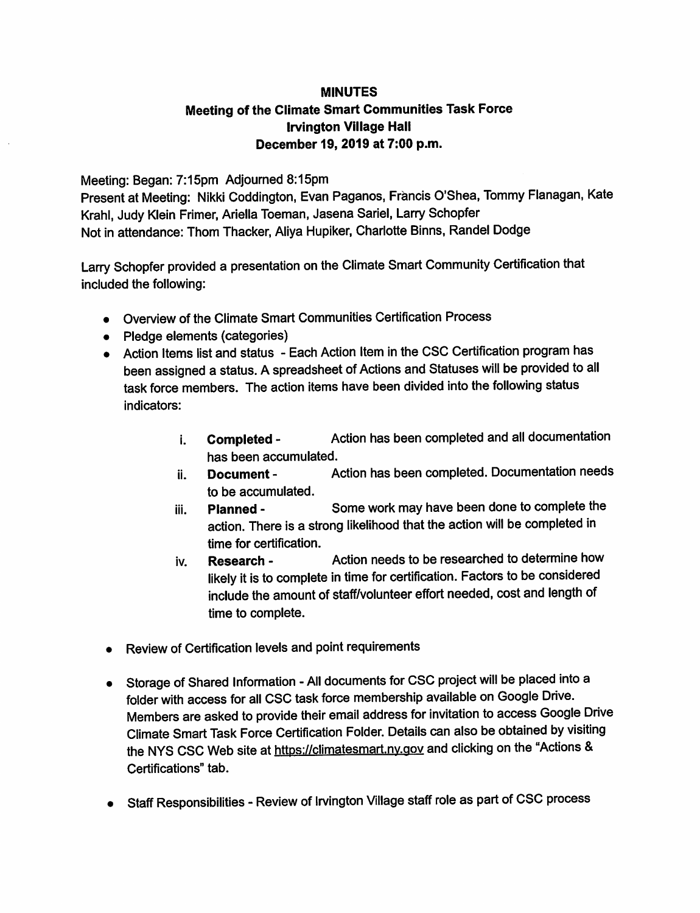**MINUTES**

**Meeting of the Climate Smart Communities Task Force**

**Irvington Village Hall**

**December 19, 2019 at 7:00 p.m.**

Meeting: Began: 7:15pm Adjourned 8:15pm

Present at Meeting: Nikki Coddington, Evan Paganos, Francis O'Shea, Tommy Flanagan, Kate Krahl, Judy Klein Frimer, Ariella Toeman, Jasena Sariel, Larry Schopfer

Not in attendance: Thom Thacker, Aliya Hupiker, Charlotte Binns, Randel Dodge

Larry Schopfer provided a presentation on the Climate Smart Community Certification that included the following:

- Overview of the Climate Smart Communities Certification Process
- Pledge elements (categories)
- Action Items list and status - Each Action Item in the CSC Certification program has been assigned a status. A spreadsheet of Actions and Statuses will be provided to all task force members. The action items have been divided into the following status indicators:
    - i. **Completed** - Action has been completed and all documentation has been accumulated.
    - ii. **Document** - Action has been completed. Documentation needs to be accumulated.
    - iii. **Planned** - Some work may have been done to complete the action. There is a strong likelihood that the action will be completed in time for certification.
    - iv. **Research** - Action needs to be researched to determine how likely it is to complete in time for certification. Factors to be considered include the amount of staff/volunteer effort needed, cost and length of time to complete.
- Review of Certification levels and point requirements
- Storage of Shared Information - All documents for CSC project will be placed into a folder with access for all CSC task force membership available on Google Drive. Members are asked to provide their email address for invitation to access Google Drive Climate Smart Task Force Certification Folder. Details can also be obtained by visiting the NYS CSC Web site at https://climatesmart.ny.gov and clicking on the "Actions & Certifications" tab.
- Staff Responsibilities - Review of Irvington Village staff role as part of CSC process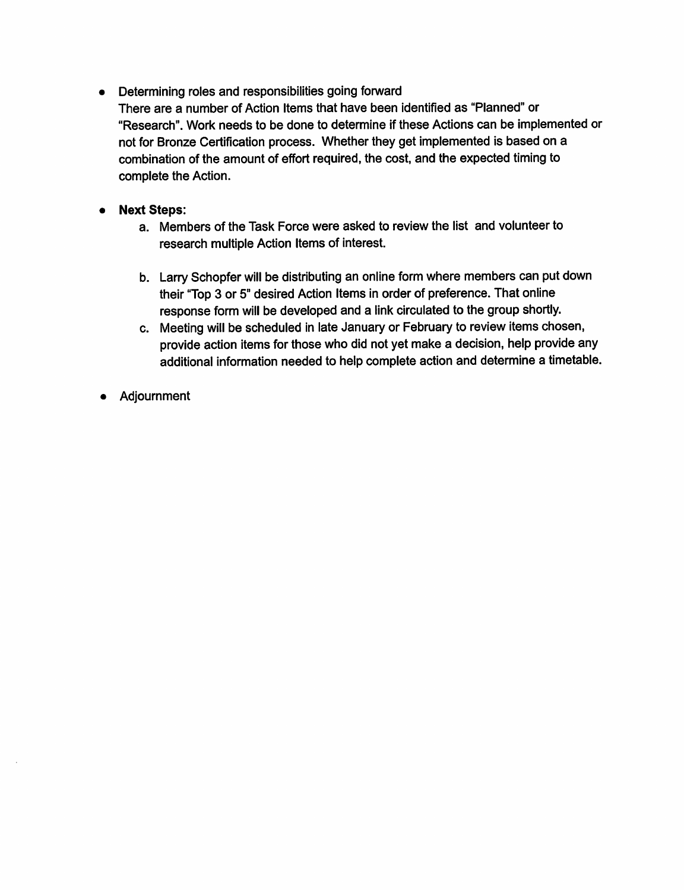- Determining roles and responsibilities going forward
  There are a number of Action Items that have been identified as "Planned" or "Research". Work needs to be done to determine if these Actions can be implemented or not for Bronze Certification process. Whether they get implemented is based on a combination of the amount of effort required, the cost, and the expected timing to complete the Action.

- **Next Steps:**
  a. Members of the Task Force were asked to review the list and volunteer to research multiple Action Items of interest.

  b. Larry Schopfer will be distributing an online form where members can put down their "Top 3 or 5" desired Action Items in order of preference. That online response form will be developed and a link circulated to the group shortly.
  c. Meeting will be scheduled in late January or February to review items chosen, provide action items for those who did not yet make a decision, help provide any additional information needed to help complete action and determine a timetable.

- Adjournment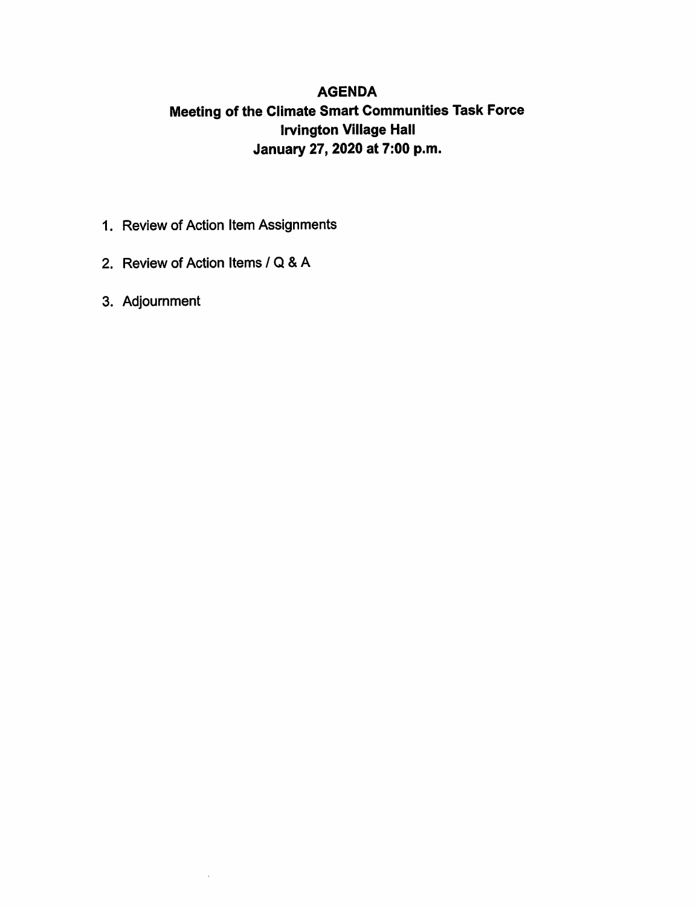# AGENDA

## Meeting of the Climate Smart Communities Task Force
## Irvington Village Hall
## January 27, 2020 at 7:00 p.m.

1. Review of Action Item Assignments
2. Review of Action Items / Q & A
3. Adjournment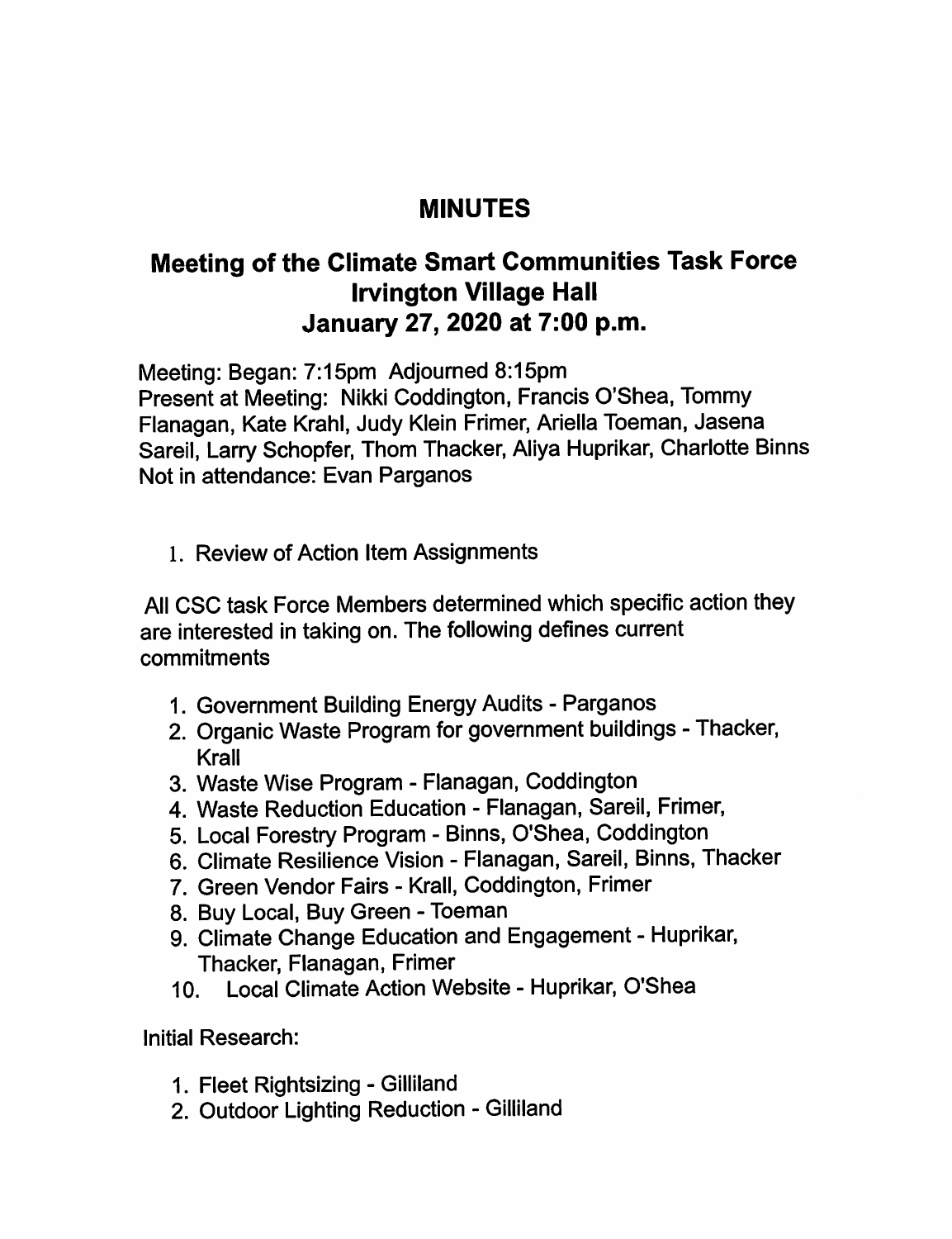# MINUTES

## Meeting of the Climate Smart Communities Task Force
## Irvington Village Hall
## January 27, 2020 at 7:00 p.m.

Meeting: Began: 7:15pm Adjourned 8:15pm
Present at Meeting: Nikki Coddington, Francis O'Shea, Tommy Flanagan, Kate Krahl, Judy Klein Frimer, Ariella Toeman, Jasena Sareil, Larry Schopfer, Thom Thacker, Aliya Huprikar, Charlotte Binns
Not in attendance: Evan Parganos

1. Review of Action Item Assignments

All CSC task Force Members determined which specific action they are interested in taking on. The following defines current commitments

1. Government Building Energy Audits - Parganos
2. Organic Waste Program for government buildings - Thacker, Krall
3. Waste Wise Program - Flanagan, Coddington
4. Waste Reduction Education - Flanagan, Sareil, Frimer,
5. Local Forestry Program - Binns, O'Shea, Coddington
6. Climate Resilience Vision - Flanagan, Sareil, Binns, Thacker
7. Green Vendor Fairs - Krall, Coddington, Frimer
8. Buy Local, Buy Green - Toeman
9. Climate Change Education and Engagement - Huprikar, Thacker, Flanagan, Frimer
10. Local Climate Action Website - Huprikar, O'Shea

Initial Research:

1. Fleet Rightsizing - Gilliland
2. Outdoor Lighting Reduction - Gilliland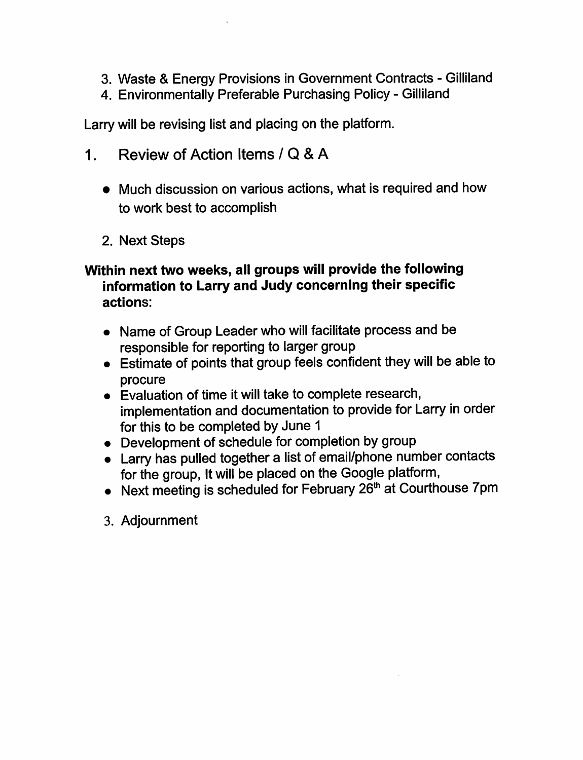3. Waste & Energy Provisions in Government Contracts - Gilliland
4. Environmentally Preferable Purchasing Policy - Gilliland

Larry will be revising list and placing on the platform.

1. Review of Action Items / Q & A

   - Much discussion on various actions, what is required and how to work best to accomplish

2. Next Steps

**Within next two weeks, all groups will provide the following information to Larry and Judy concerning their specific actions:**

- Name of Group Leader who will facilitate process and be responsible for reporting to larger group
- Estimate of points that group feels confident they will be able to procure
- Evaluation of time it will take to complete research, implementation and documentation to provide for Larry in order for this to be completed by June 1
- Development of schedule for completion by group
- Larry has pulled together a list of email/phone number contacts for the group, It will be placed on the Google platform,
- Next meeting is scheduled for February 26th at Courthouse 7pm

3. Adjournment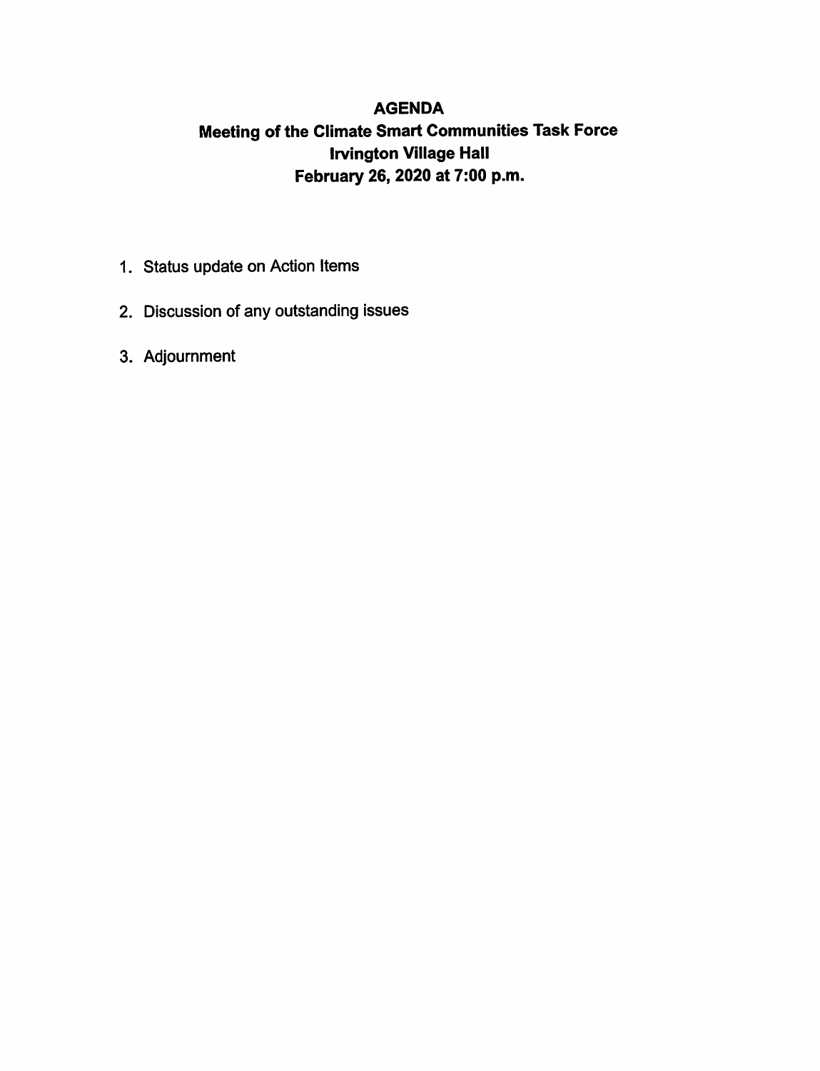# AGENDA

## Meeting of the Climate Smart Communities Task Force

## Irvington Village Hall

## February 26, 2020 at 7:00 p.m.

1. Status update on Action Items
2. Discussion of any outstanding issues
3. Adjournment